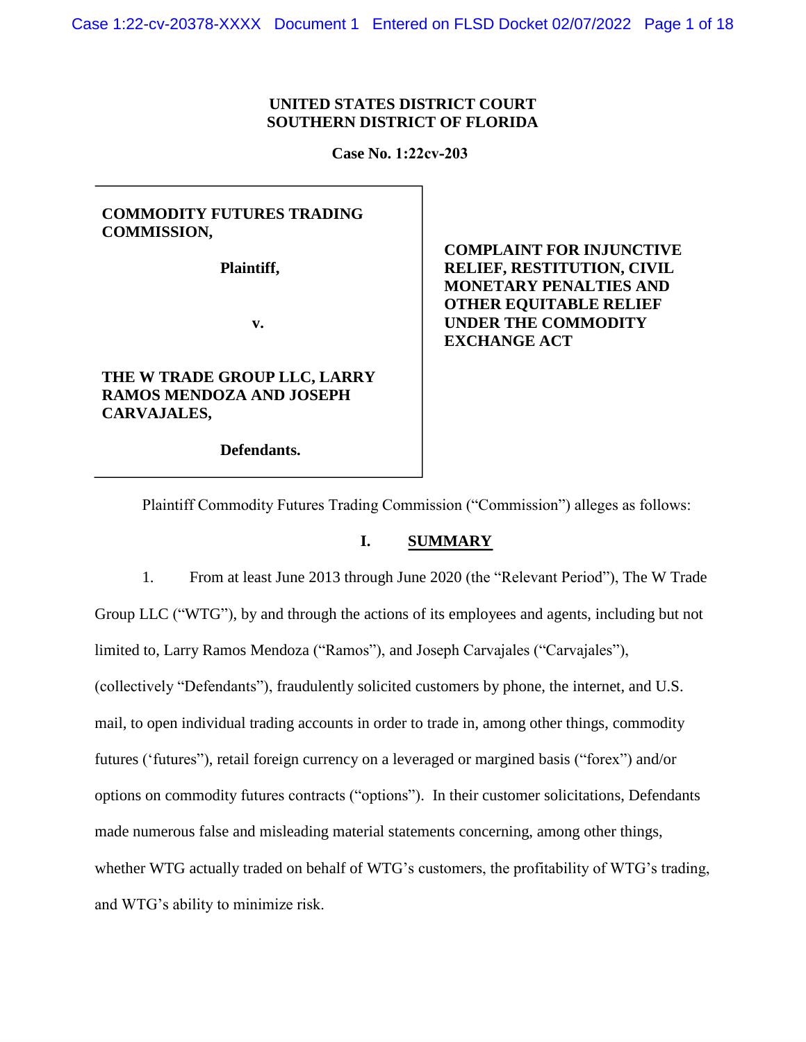**UNITED STATES DISTRICT COURT**
**SOUTHERN DISTRICT OF FLORIDA**

**Case No. 1:22cv-203**

| | |
|---|---|
| **COMMODITY FUTURES TRADING COMMISSION,** <br><br> **Plaintiff,** <br><br> **v.** <br><br> **THE W TRADE GROUP LLC, LARRY RAMOS MENDOZA AND JOSEPH CARVAJALES,** <br><br> **Defendants.** | **COMPLAINT FOR INJUNCTIVE RELIEF, RESTITUTION, CIVIL MONETARY PENALTIES AND OTHER EQUITABLE RELIEF UNDER THE COMMODITY EXCHANGE ACT** |

Plaintiff Commodity Futures Trading Commission ("Commission") alleges as follows:

## I. SUMMARY

1. From at least June 2013 through June 2020 (the "Relevant Period"), The W Trade Group LLC ("WTG"), by and through the actions of its employees and agents, including but not limited to, Larry Ramos Mendoza ("Ramos"), and Joseph Carvajales ("Carvajales"), (collectively "Defendants"), fraudulently solicited customers by phone, the internet, and U.S. mail, to open individual trading accounts in order to trade in, among other things, commodity futures ('futures"), retail foreign currency on a leveraged or margined basis ("forex") and/or options on commodity futures contracts ("options"). In their customer solicitations, Defendants made numerous false and misleading material statements concerning, among other things, whether WTG actually traded on behalf of WTG's customers, the profitability of WTG's trading, and WTG's ability to minimize risk.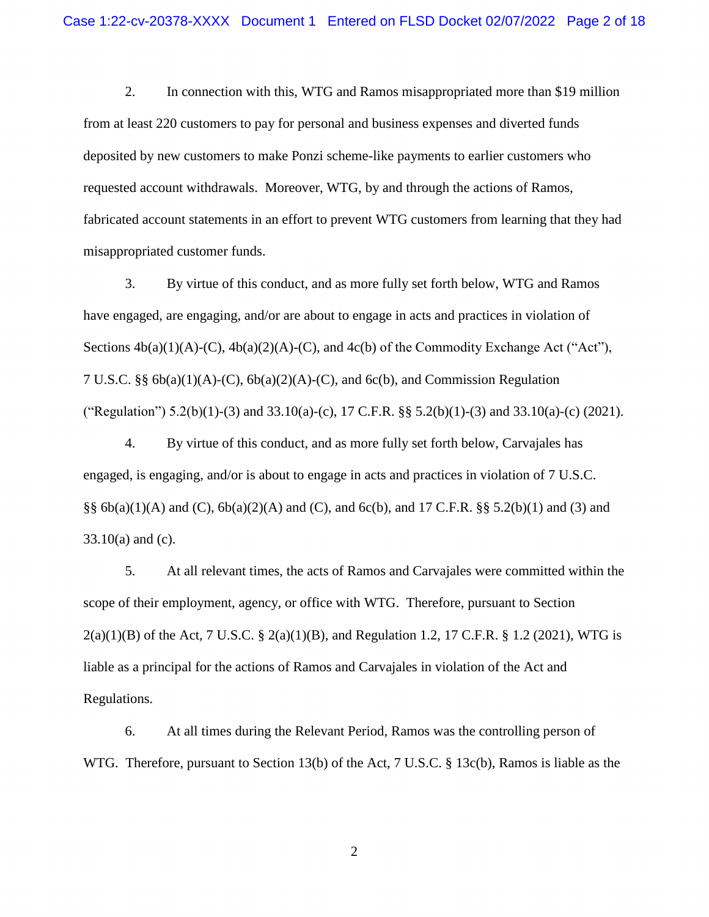2. In connection with this, WTG and Ramos misappropriated more than $19 million from at least 220 customers to pay for personal and business expenses and diverted funds deposited by new customers to make Ponzi scheme-like payments to earlier customers who requested account withdrawals. Moreover, WTG, by and through the actions of Ramos, fabricated account statements in an effort to prevent WTG customers from learning that they had misappropriated customer funds.

3. By virtue of this conduct, and as more fully set forth below, WTG and Ramos have engaged, are engaging, and/or are about to engage in acts and practices in violation of Sections 4b(a)(1)(A)-(C), 4b(a)(2)(A)-(C), and 4c(b) of the Commodity Exchange Act ("Act"), 7 U.S.C. §§ 6b(a)(1)(A)-(C), 6b(a)(2)(A)-(C), and 6c(b), and Commission Regulation ("Regulation") 5.2(b)(1)-(3) and 33.10(a)-(c), 17 C.F.R. §§ 5.2(b)(1)-(3) and 33.10(a)-(c) (2021).

4. By virtue of this conduct, and as more fully set forth below, Carvajales has engaged, is engaging, and/or is about to engage in acts and practices in violation of 7 U.S.C. §§ 6b(a)(1)(A) and (C), 6b(a)(2)(A) and (C), and 6c(b), and 17 C.F.R. §§ 5.2(b)(1) and (3) and 33.10(a) and (c).

5. At all relevant times, the acts of Ramos and Carvajales were committed within the scope of their employment, agency, or office with WTG. Therefore, pursuant to Section 2(a)(1)(B) of the Act, 7 U.S.C. § 2(a)(1)(B), and Regulation 1.2, 17 C.F.R. § 1.2 (2021), WTG is liable as a principal for the actions of Ramos and Carvajales in violation of the Act and Regulations.

6. At all times during the Relevant Period, Ramos was the controlling person of WTG. Therefore, pursuant to Section 13(b) of the Act, 7 U.S.C. § 13c(b), Ramos is liable as the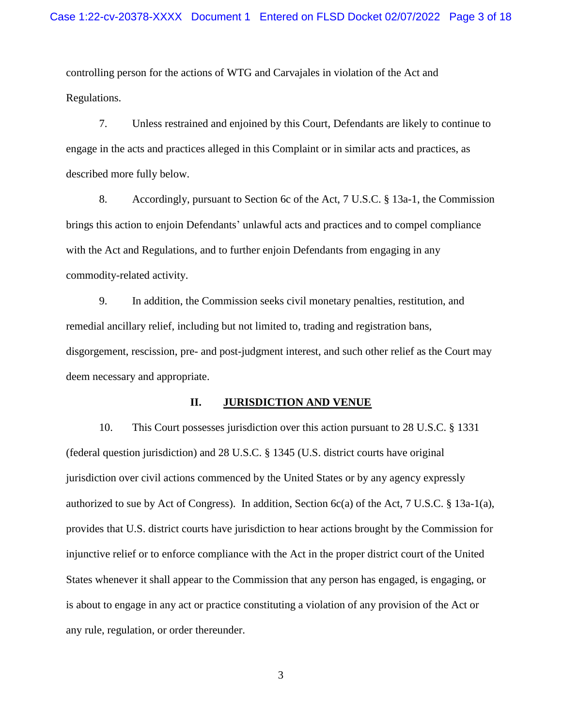controlling person for the actions of WTG and Carvajales in violation of the Act and Regulations.

7. Unless restrained and enjoined by this Court, Defendants are likely to continue to engage in the acts and practices alleged in this Complaint or in similar acts and practices, as described more fully below.

8. Accordingly, pursuant to Section 6c of the Act, 7 U.S.C. § 13a-1, the Commission brings this action to enjoin Defendants' unlawful acts and practices and to compel compliance with the Act and Regulations, and to further enjoin Defendants from engaging in any commodity-related activity.

9. In addition, the Commission seeks civil monetary penalties, restitution, and remedial ancillary relief, including but not limited to, trading and registration bans, disgorgement, rescission, pre- and post-judgment interest, and such other relief as the Court may deem necessary and appropriate.

## II. JURISDICTION AND VENUE

10. This Court possesses jurisdiction over this action pursuant to 28 U.S.C. § 1331 (federal question jurisdiction) and 28 U.S.C. § 1345 (U.S. district courts have original jurisdiction over civil actions commenced by the United States or by any agency expressly authorized to sue by Act of Congress). In addition, Section 6c(a) of the Act, 7 U.S.C. § 13a-1(a), provides that U.S. district courts have jurisdiction to hear actions brought by the Commission for injunctive relief or to enforce compliance with the Act in the proper district court of the United States whenever it shall appear to the Commission that any person has engaged, is engaging, or is about to engage in any act or practice constituting a violation of any provision of the Act or any rule, regulation, or order thereunder.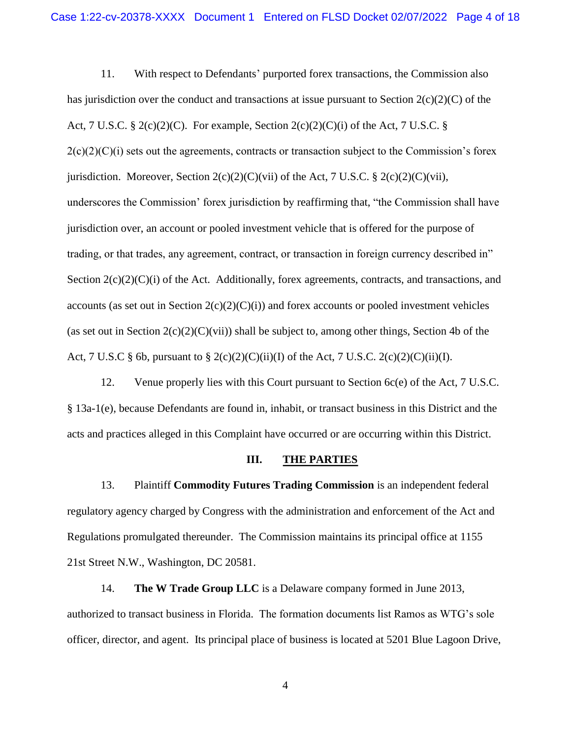11. With respect to Defendants' purported forex transactions, the Commission also has jurisdiction over the conduct and transactions at issue pursuant to Section 2(c)(2)(C) of the Act, 7 U.S.C. § 2(c)(2)(C). For example, Section 2(c)(2)(C)(i) of the Act, 7 U.S.C. § 2(c)(2)(C)(i) sets out the agreements, contracts or transaction subject to the Commission's forex jurisdiction. Moreover, Section 2(c)(2)(C)(vii) of the Act, 7 U.S.C. § 2(c)(2)(C)(vii), underscores the Commission' forex jurisdiction by reaffirming that, "the Commission shall have jurisdiction over, an account or pooled investment vehicle that is offered for the purpose of trading, or that trades, any agreement, contract, or transaction in foreign currency described in" Section 2(c)(2)(C)(i) of the Act. Additionally, forex agreements, contracts, and transactions, and accounts (as set out in Section 2(c)(2)(C)(i)) and forex accounts or pooled investment vehicles (as set out in Section 2(c)(2)(C)(vii)) shall be subject to, among other things, Section 4b of the Act, 7 U.S.C § 6b, pursuant to § 2(c)(2)(C)(ii)(I) of the Act, 7 U.S.C. 2(c)(2)(C)(ii)(I).

12. Venue properly lies with this Court pursuant to Section 6c(e) of the Act, 7 U.S.C. § 13a-1(e), because Defendants are found in, inhabit, or transact business in this District and the acts and practices alleged in this Complaint have occurred or are occurring within this District.

## III. THE PARTIES

13. Plaintiff **Commodity Futures Trading Commission** is an independent federal regulatory agency charged by Congress with the administration and enforcement of the Act and Regulations promulgated thereunder. The Commission maintains its principal office at 1155 21st Street N.W., Washington, DC 20581.

14. **The W Trade Group LLC** is a Delaware company formed in June 2013, authorized to transact business in Florida. The formation documents list Ramos as WTG's sole officer, director, and agent. Its principal place of business is located at 5201 Blue Lagoon Drive,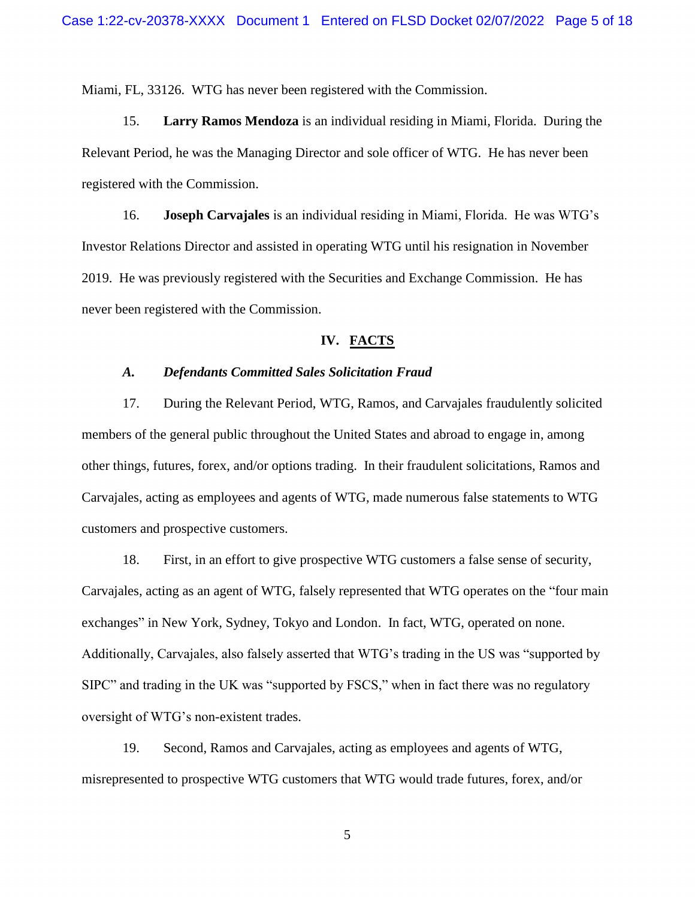Miami, FL, 33126. WTG has never been registered with the Commission.

15. **Larry Ramos Mendoza** is an individual residing in Miami, Florida. During the Relevant Period, he was the Managing Director and sole officer of WTG. He has never been registered with the Commission.

16. **Joseph Carvajales** is an individual residing in Miami, Florida. He was WTG's Investor Relations Director and assisted in operating WTG until his resignation in November 2019. He was previously registered with the Securities and Exchange Commission. He has never been registered with the Commission.

## IV. FACTS

### *A. Defendants Committed Sales Solicitation Fraud*

17. During the Relevant Period, WTG, Ramos, and Carvajales fraudulently solicited members of the general public throughout the United States and abroad to engage in, among other things, futures, forex, and/or options trading. In their fraudulent solicitations, Ramos and Carvajales, acting as employees and agents of WTG, made numerous false statements to WTG customers and prospective customers.

18. First, in an effort to give prospective WTG customers a false sense of security, Carvajales, acting as an agent of WTG, falsely represented that WTG operates on the "four main exchanges" in New York, Sydney, Tokyo and London. In fact, WTG, operated on none. Additionally, Carvajales, also falsely asserted that WTG's trading in the US was "supported by SIPC" and trading in the UK was "supported by FSCS," when in fact there was no regulatory oversight of WTG's non-existent trades.

19. Second, Ramos and Carvajales, acting as employees and agents of WTG, misrepresented to prospective WTG customers that WTG would trade futures, forex, and/or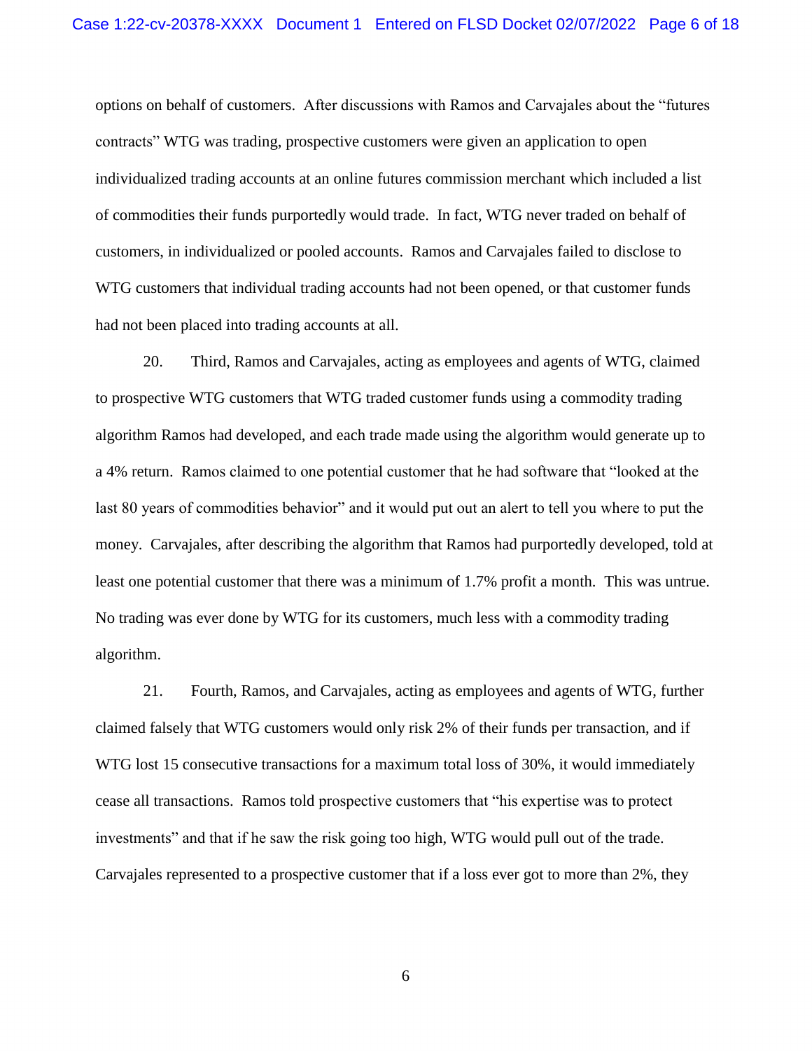options on behalf of customers. After discussions with Ramos and Carvajales about the "futures contracts" WTG was trading, prospective customers were given an application to open individualized trading accounts at an online futures commission merchant which included a list of commodities their funds purportedly would trade. In fact, WTG never traded on behalf of customers, in individualized or pooled accounts. Ramos and Carvajales failed to disclose to WTG customers that individual trading accounts had not been opened, or that customer funds had not been placed into trading accounts at all.

20. Third, Ramos and Carvajales, acting as employees and agents of WTG, claimed to prospective WTG customers that WTG traded customer funds using a commodity trading algorithm Ramos had developed, and each trade made using the algorithm would generate up to a 4% return. Ramos claimed to one potential customer that he had software that "looked at the last 80 years of commodities behavior" and it would put out an alert to tell you where to put the money. Carvajales, after describing the algorithm that Ramos had purportedly developed, told at least one potential customer that there was a minimum of 1.7% profit a month. This was untrue. No trading was ever done by WTG for its customers, much less with a commodity trading algorithm.

21. Fourth, Ramos, and Carvajales, acting as employees and agents of WTG, further claimed falsely that WTG customers would only risk 2% of their funds per transaction, and if WTG lost 15 consecutive transactions for a maximum total loss of 30%, it would immediately cease all transactions. Ramos told prospective customers that "his expertise was to protect investments" and that if he saw the risk going too high, WTG would pull out of the trade. Carvajales represented to a prospective customer that if a loss ever got to more than 2%, they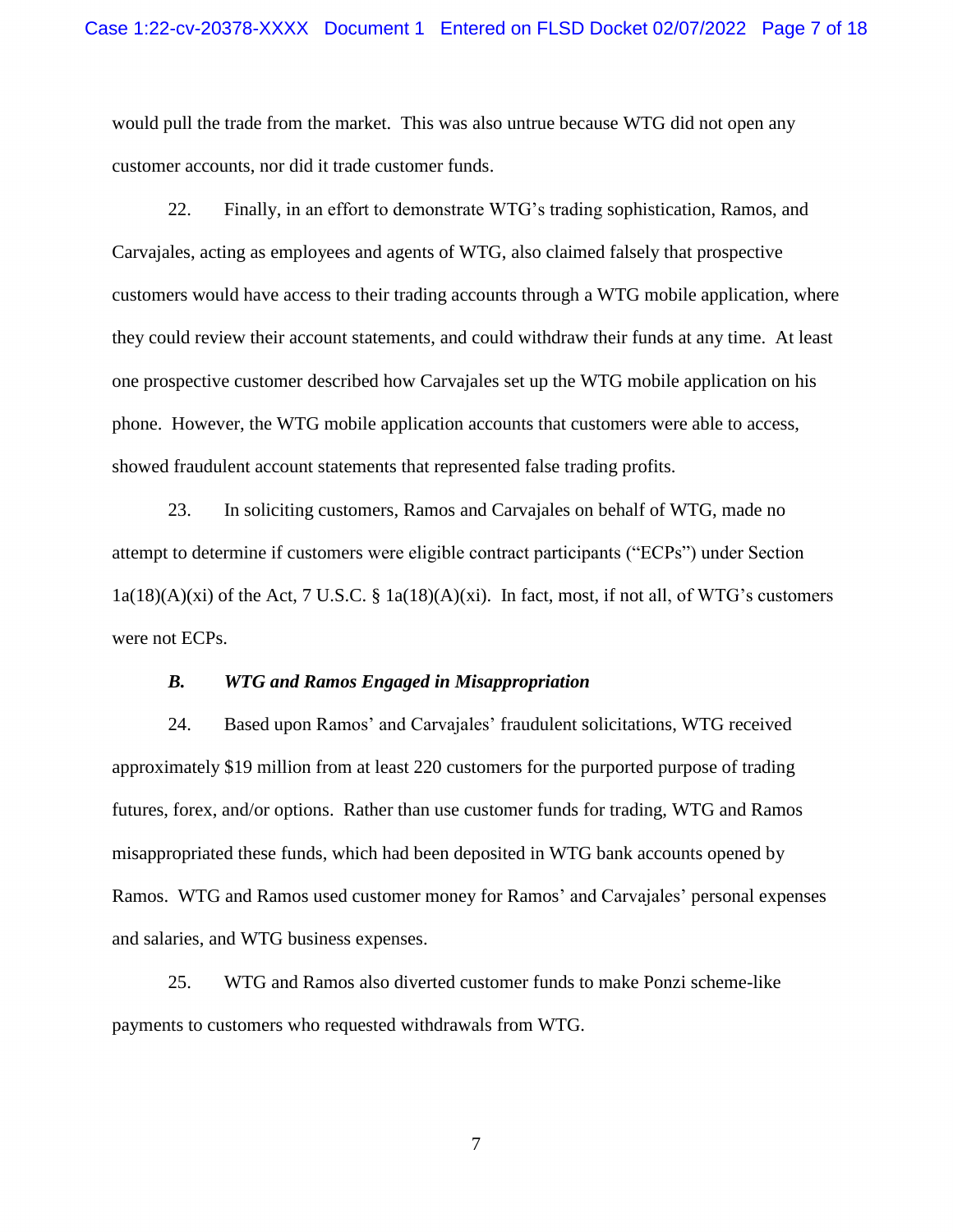would pull the trade from the market. This was also untrue because WTG did not open any customer accounts, nor did it trade customer funds.

22. Finally, in an effort to demonstrate WTG's trading sophistication, Ramos, and Carvajales, acting as employees and agents of WTG, also claimed falsely that prospective customers would have access to their trading accounts through a WTG mobile application, where they could review their account statements, and could withdraw their funds at any time. At least one prospective customer described how Carvajales set up the WTG mobile application on his phone. However, the WTG mobile application accounts that customers were able to access, showed fraudulent account statements that represented false trading profits.

23. In soliciting customers, Ramos and Carvajales on behalf of WTG, made no attempt to determine if customers were eligible contract participants ("ECPs") under Section 1a(18)(A)(xi) of the Act, 7 U.S.C. § 1a(18)(A)(xi). In fact, most, if not all, of WTG's customers were not ECPs.

### *B. WTG and Ramos Engaged in Misappropriation*

24. Based upon Ramos' and Carvajales' fraudulent solicitations, WTG received approximately $19 million from at least 220 customers for the purported purpose of trading futures, forex, and/or options. Rather than use customer funds for trading, WTG and Ramos misappropriated these funds, which had been deposited in WTG bank accounts opened by Ramos. WTG and Ramos used customer money for Ramos' and Carvajales' personal expenses and salaries, and WTG business expenses.

25. WTG and Ramos also diverted customer funds to make Ponzi scheme-like payments to customers who requested withdrawals from WTG.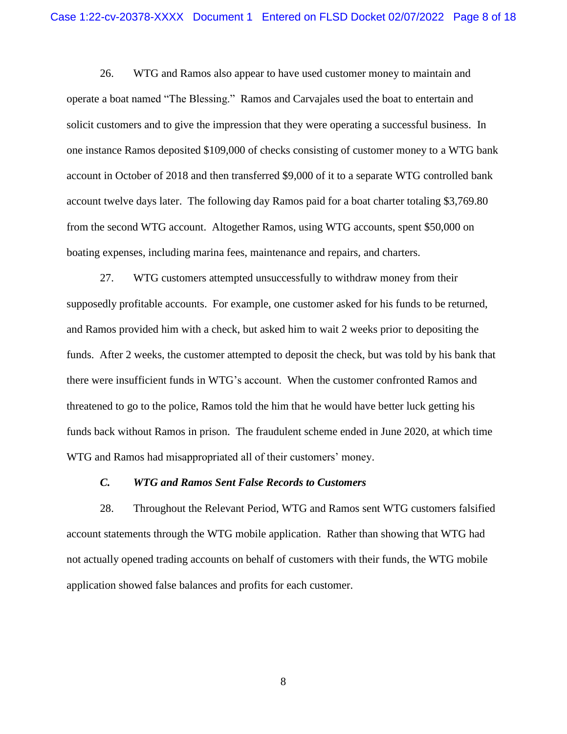26. WTG and Ramos also appear to have used customer money to maintain and operate a boat named "The Blessing." Ramos and Carvajales used the boat to entertain and solicit customers and to give the impression that they were operating a successful business. In one instance Ramos deposited $109,000 of checks consisting of customer money to a WTG bank account in October of 2018 and then transferred $9,000 of it to a separate WTG controlled bank account twelve days later. The following day Ramos paid for a boat charter totaling $3,769.80 from the second WTG account. Altogether Ramos, using WTG accounts, spent $50,000 on boating expenses, including marina fees, maintenance and repairs, and charters.

27. WTG customers attempted unsuccessfully to withdraw money from their supposedly profitable accounts. For example, one customer asked for his funds to be returned, and Ramos provided him with a check, but asked him to wait 2 weeks prior to depositing the funds. After 2 weeks, the customer attempted to deposit the check, but was told by his bank that there were insufficient funds in WTG's account. When the customer confronted Ramos and threatened to go to the police, Ramos told the him that he would have better luck getting his funds back without Ramos in prison. The fraudulent scheme ended in June 2020, at which time WTG and Ramos had misappropriated all of their customers' money.

### *C. WTG and Ramos Sent False Records to Customers*

28. Throughout the Relevant Period, WTG and Ramos sent WTG customers falsified account statements through the WTG mobile application. Rather than showing that WTG had not actually opened trading accounts on behalf of customers with their funds, the WTG mobile application showed false balances and profits for each customer.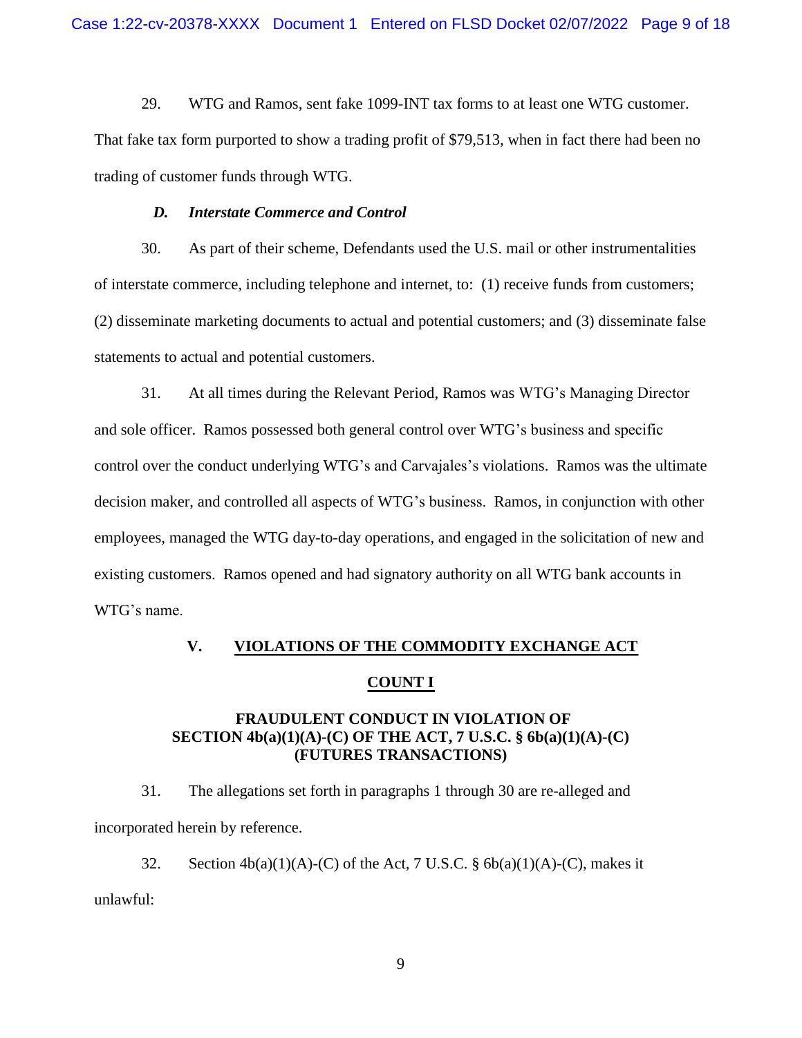29. WTG and Ramos, sent fake 1099-INT tax forms to at least one WTG customer. That fake tax form purported to show a trading profit of $79,513, when in fact there had been no trading of customer funds through WTG.

### *D. Interstate Commerce and Control*

30. As part of their scheme, Defendants used the U.S. mail or other instrumentalities of interstate commerce, including telephone and internet, to: (1) receive funds from customers; (2) disseminate marketing documents to actual and potential customers; and (3) disseminate false statements to actual and potential customers.

31. At all times during the Relevant Period, Ramos was WTG's Managing Director and sole officer. Ramos possessed both general control over WTG's business and specific control over the conduct underlying WTG's and Carvajales's violations. Ramos was the ultimate decision maker, and controlled all aspects of WTG's business. Ramos, in conjunction with other employees, managed the WTG day-to-day operations, and engaged in the solicitation of new and existing customers. Ramos opened and had signatory authority on all WTG bank accounts in WTG's name.

## V. VIOLATIONS OF THE COMMODITY EXCHANGE ACT

### COUNT I

### FRAUDULENT CONDUCT IN VIOLATION OF SECTION 4b(a)(1)(A)-(C) OF THE ACT, 7 U.S.C. § 6b(a)(1)(A)-(C) (FUTURES TRANSACTIONS)

31. The allegations set forth in paragraphs 1 through 30 are re-alleged and incorporated herein by reference.

32. Section 4b(a)(1)(A)-(C) of the Act, 7 U.S.C. § 6b(a)(1)(A)-(C), makes it unlawful: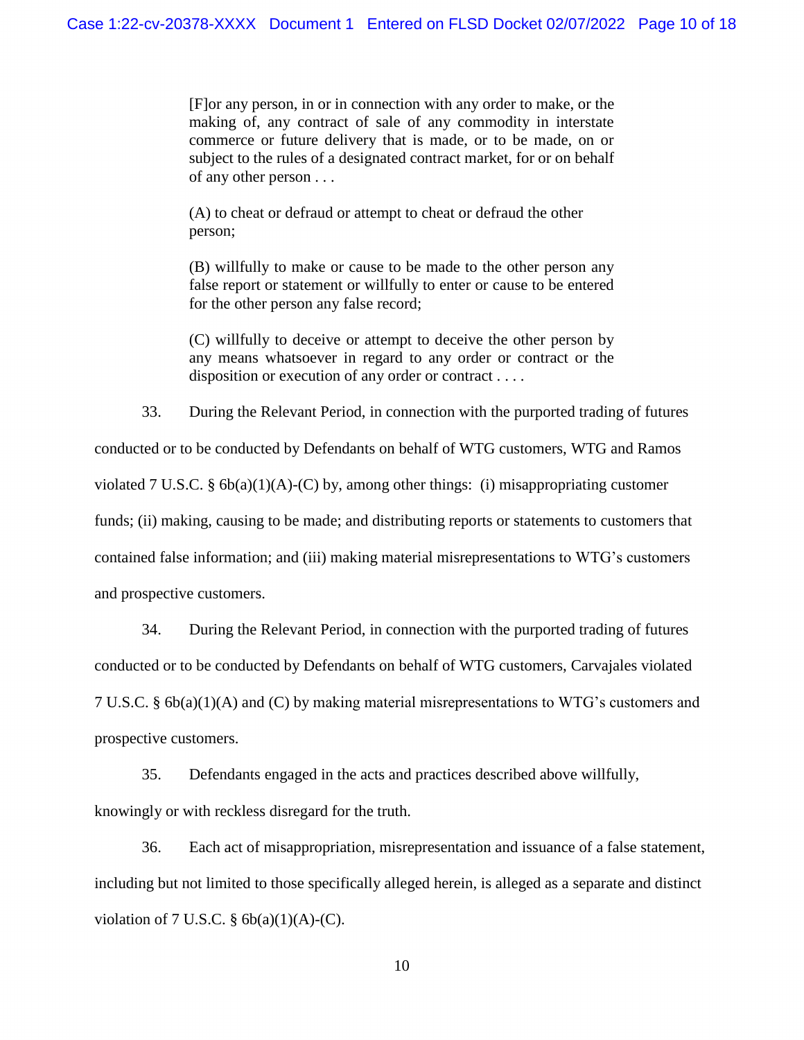> [F]or any person, in or in connection with any order to make, or the making of, any contract of sale of any commodity in interstate commerce or future delivery that is made, or to be made, on or subject to the rules of a designated contract market, for or on behalf of any other person . . .
>
> (A) to cheat or defraud or attempt to cheat or defraud the other person;
>
> (B) willfully to make or cause to be made to the other person any false report or statement or willfully to enter or cause to be entered for the other person any false record;
>
> (C) willfully to deceive or attempt to deceive the other person by any means whatsoever in regard to any order or contract or the disposition or execution of any order or contract . . . .

33. During the Relevant Period, in connection with the purported trading of futures conducted or to be conducted by Defendants on behalf of WTG customers, WTG and Ramos violated 7 U.S.C. § 6b(a)(1)(A)-(C) by, among other things: (i) misappropriating customer funds; (ii) making, causing to be made; and distributing reports or statements to customers that contained false information; and (iii) making material misrepresentations to WTG's customers and prospective customers.

34. During the Relevant Period, in connection with the purported trading of futures conducted or to be conducted by Defendants on behalf of WTG customers, Carvajales violated 7 U.S.C. § 6b(a)(1)(A) and (C) by making material misrepresentations to WTG's customers and prospective customers.

35. Defendants engaged in the acts and practices described above willfully, knowingly or with reckless disregard for the truth.

36. Each act of misappropriation, misrepresentation and issuance of a false statement, including but not limited to those specifically alleged herein, is alleged as a separate and distinct violation of 7 U.S.C. § 6b(a)(1)(A)-(C).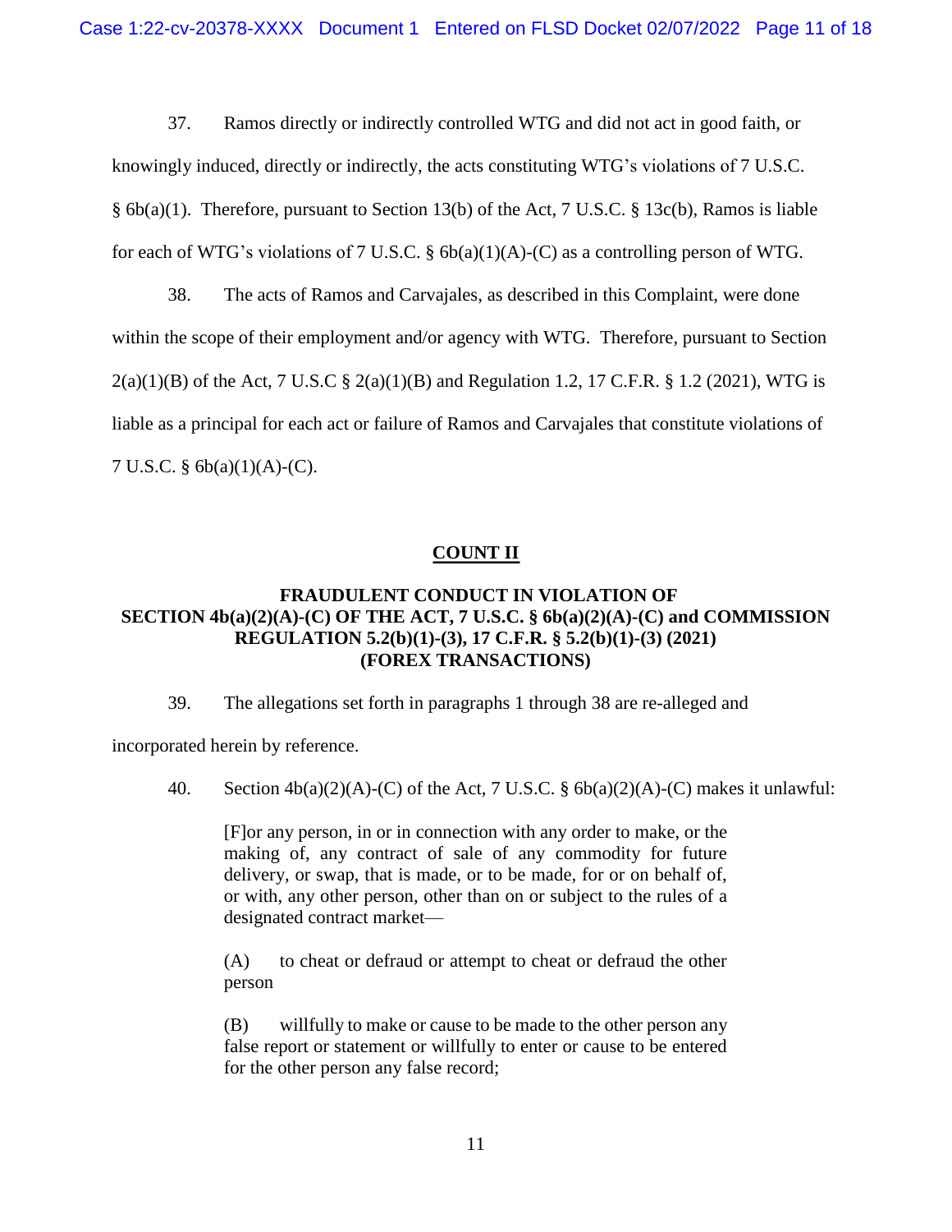37. Ramos directly or indirectly controlled WTG and did not act in good faith, or knowingly induced, directly or indirectly, the acts constituting WTG's violations of 7 U.S.C. § 6b(a)(1). Therefore, pursuant to Section 13(b) of the Act, 7 U.S.C. § 13c(b), Ramos is liable for each of WTG's violations of 7 U.S.C. § 6b(a)(1)(A)-(C) as a controlling person of WTG.

38. The acts of Ramos and Carvajales, as described in this Complaint, were done within the scope of their employment and/or agency with WTG. Therefore, pursuant to Section 2(a)(1)(B) of the Act, 7 U.S.C § 2(a)(1)(B) and Regulation 1.2, 17 C.F.R. § 1.2 (2021), WTG is liable as a principal for each act or failure of Ramos and Carvajales that constitute violations of 7 U.S.C. § 6b(a)(1)(A)-(C).

## COUNT II

### FRAUDULENT CONDUCT IN VIOLATION OF SECTION 4b(a)(2)(A)-(C) OF THE ACT, 7 U.S.C. § 6b(a)(2)(A)-(C) and COMMISSION REGULATION 5.2(b)(1)-(3), 17 C.F.R. § 5.2(b)(1)-(3) (2021) (FOREX TRANSACTIONS)

39. The allegations set forth in paragraphs 1 through 38 are re-alleged and incorporated herein by reference.

40. Section 4b(a)(2)(A)-(C) of the Act, 7 U.S.C. § 6b(a)(2)(A)-(C) makes it unlawful:

> [F]or any person, in or in connection with any order to make, or the making of, any contract of sale of any commodity for future delivery, or swap, that is made, or to be made, for or on behalf of, or with, any other person, other than on or subject to the rules of a designated contract market—
>
> (A) to cheat or defraud or attempt to cheat or defraud the other person
>
> (B) willfully to make or cause to be made to the other person any false report or statement or willfully to enter or cause to be entered for the other person any false record;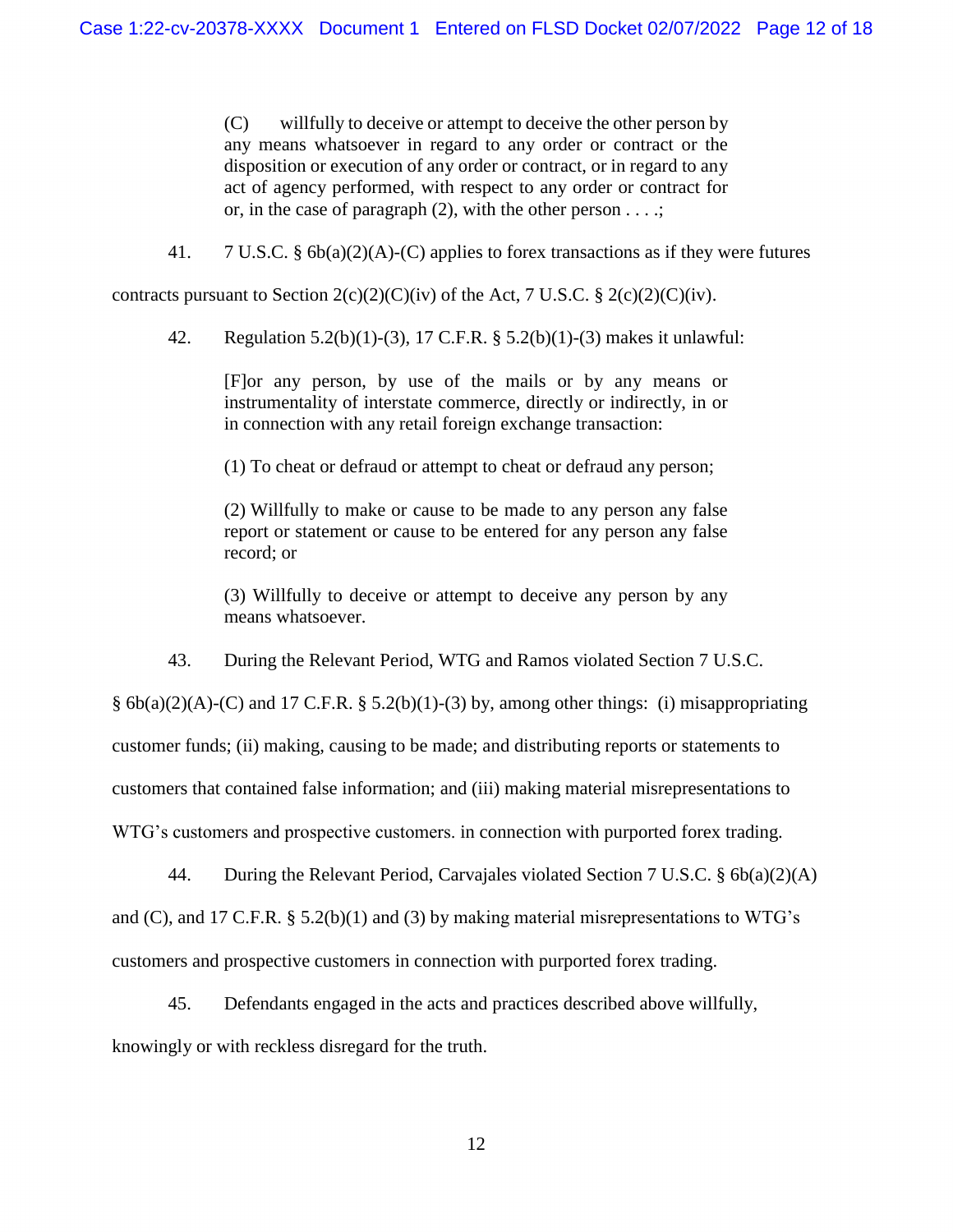> (C) willfully to deceive or attempt to deceive the other person by any means whatsoever in regard to any order or contract or the disposition or execution of any order or contract, or in regard to any act of agency performed, with respect to any order or contract for or, in the case of paragraph (2), with the other person . . . .;

41. 7 U.S.C. § 6b(a)(2)(A)-(C) applies to forex transactions as if they were futures contracts pursuant to Section 2(c)(2)(C)(iv) of the Act, 7 U.S.C. § 2(c)(2)(C)(iv).

42. Regulation 5.2(b)(1)-(3), 17 C.F.R. § 5.2(b)(1)-(3) makes it unlawful:

> [F]or any person, by use of the mails or by any means or instrumentality of interstate commerce, directly or indirectly, in or in connection with any retail foreign exchange transaction:
>
> (1) To cheat or defraud or attempt to cheat or defraud any person;
>
> (2) Willfully to make or cause to be made to any person any false report or statement or cause to be entered for any person any false record; or
>
> (3) Willfully to deceive or attempt to deceive any person by any means whatsoever.

43. During the Relevant Period, WTG and Ramos violated Section 7 U.S.C. § 6b(a)(2)(A)-(C) and 17 C.F.R. § 5.2(b)(1)-(3) by, among other things: (i) misappropriating customer funds; (ii) making, causing to be made; and distributing reports or statements to customers that contained false information; and (iii) making material misrepresentations to WTG's customers and prospective customers. in connection with purported forex trading.

44. During the Relevant Period, Carvajales violated Section 7 U.S.C. § 6b(a)(2)(A) and (C), and 17 C.F.R. § 5.2(b)(1) and (3) by making material misrepresentations to WTG's customers and prospective customers in connection with purported forex trading.

45. Defendants engaged in the acts and practices described above willfully, knowingly or with reckless disregard for the truth.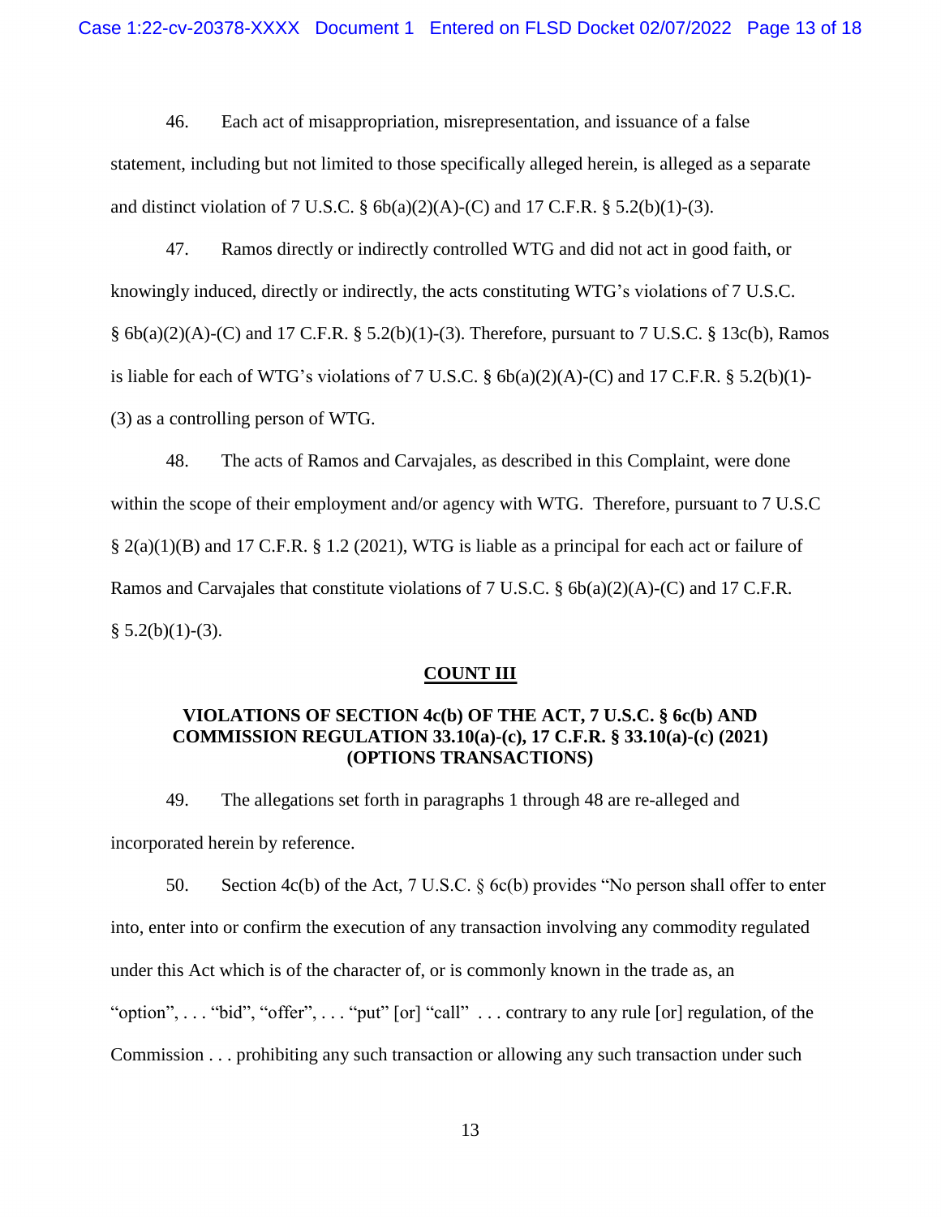46. Each act of misappropriation, misrepresentation, and issuance of a false statement, including but not limited to those specifically alleged herein, is alleged as a separate and distinct violation of 7 U.S.C. § 6b(a)(2)(A)-(C) and 17 C.F.R. § 5.2(b)(1)-(3).

47. Ramos directly or indirectly controlled WTG and did not act in good faith, or knowingly induced, directly or indirectly, the acts constituting WTG's violations of 7 U.S.C. § 6b(a)(2)(A)-(C) and 17 C.F.R. § 5.2(b)(1)-(3). Therefore, pursuant to 7 U.S.C. § 13c(b), Ramos is liable for each of WTG's violations of 7 U.S.C. § 6b(a)(2)(A)-(C) and 17 C.F.R. § 5.2(b)(1)-(3) as a controlling person of WTG.

48. The acts of Ramos and Carvajales, as described in this Complaint, were done within the scope of their employment and/or agency with WTG. Therefore, pursuant to 7 U.S.C § 2(a)(1)(B) and 17 C.F.R. § 1.2 (2021), WTG is liable as a principal for each act or failure of Ramos and Carvajales that constitute violations of 7 U.S.C. § 6b(a)(2)(A)-(C) and 17 C.F.R. § 5.2(b)(1)-(3).

## COUNT III

### VIOLATIONS OF SECTION 4c(b) OF THE ACT, 7 U.S.C. § 6c(b) AND COMMISSION REGULATION 33.10(a)-(c), 17 C.F.R. § 33.10(a)-(c) (2021) (OPTIONS TRANSACTIONS)

49. The allegations set forth in paragraphs 1 through 48 are re-alleged and incorporated herein by reference.

50. Section 4c(b) of the Act, 7 U.S.C. § 6c(b) provides "No person shall offer to enter into, enter into or confirm the execution of any transaction involving any commodity regulated under this Act which is of the character of, or is commonly known in the trade as, an "option", . . . "bid", "offer", . . . "put" [or] "call" . . . contrary to any rule [or] regulation, of the Commission . . . prohibiting any such transaction or allowing any such transaction under such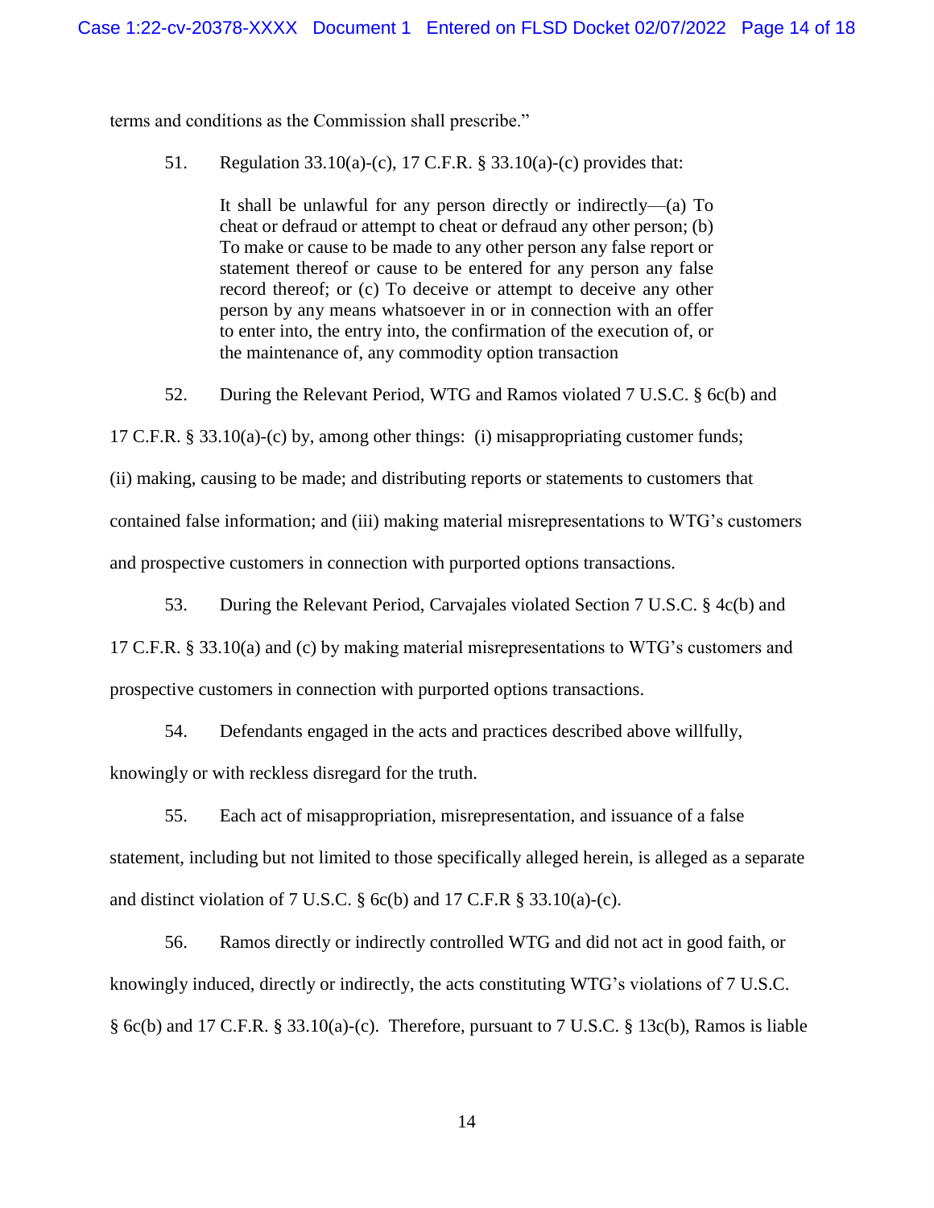terms and conditions as the Commission shall prescribe."

51. Regulation 33.10(a)-(c), 17 C.F.R. § 33.10(a)-(c) provides that:

> It shall be unlawful for any person directly or indirectly—(a) To cheat or defraud or attempt to cheat or defraud any other person; (b) To make or cause to be made to any other person any false report or statement thereof or cause to be entered for any person any false record thereof; or (c) To deceive or attempt to deceive any other person by any means whatsoever in or in connection with an offer to enter into, the entry into, the confirmation of the execution of, or the maintenance of, any commodity option transaction

52. During the Relevant Period, WTG and Ramos violated 7 U.S.C. § 6c(b) and 17 C.F.R. § 33.10(a)-(c) by, among other things: (i) misappropriating customer funds; (ii) making, causing to be made; and distributing reports or statements to customers that contained false information; and (iii) making material misrepresentations to WTG's customers and prospective customers in connection with purported options transactions.

53. During the Relevant Period, Carvajales violated Section 7 U.S.C. § 4c(b) and 17 C.F.R. § 33.10(a) and (c) by making material misrepresentations to WTG's customers and prospective customers in connection with purported options transactions.

54. Defendants engaged in the acts and practices described above willfully, knowingly or with reckless disregard for the truth.

55. Each act of misappropriation, misrepresentation, and issuance of a false statement, including but not limited to those specifically alleged herein, is alleged as a separate and distinct violation of 7 U.S.C. § 6c(b) and 17 C.F.R § 33.10(a)-(c).

56. Ramos directly or indirectly controlled WTG and did not act in good faith, or knowingly induced, directly or indirectly, the acts constituting WTG's violations of 7 U.S.C. § 6c(b) and 17 C.F.R. § 33.10(a)-(c). Therefore, pursuant to 7 U.S.C. § 13c(b), Ramos is liable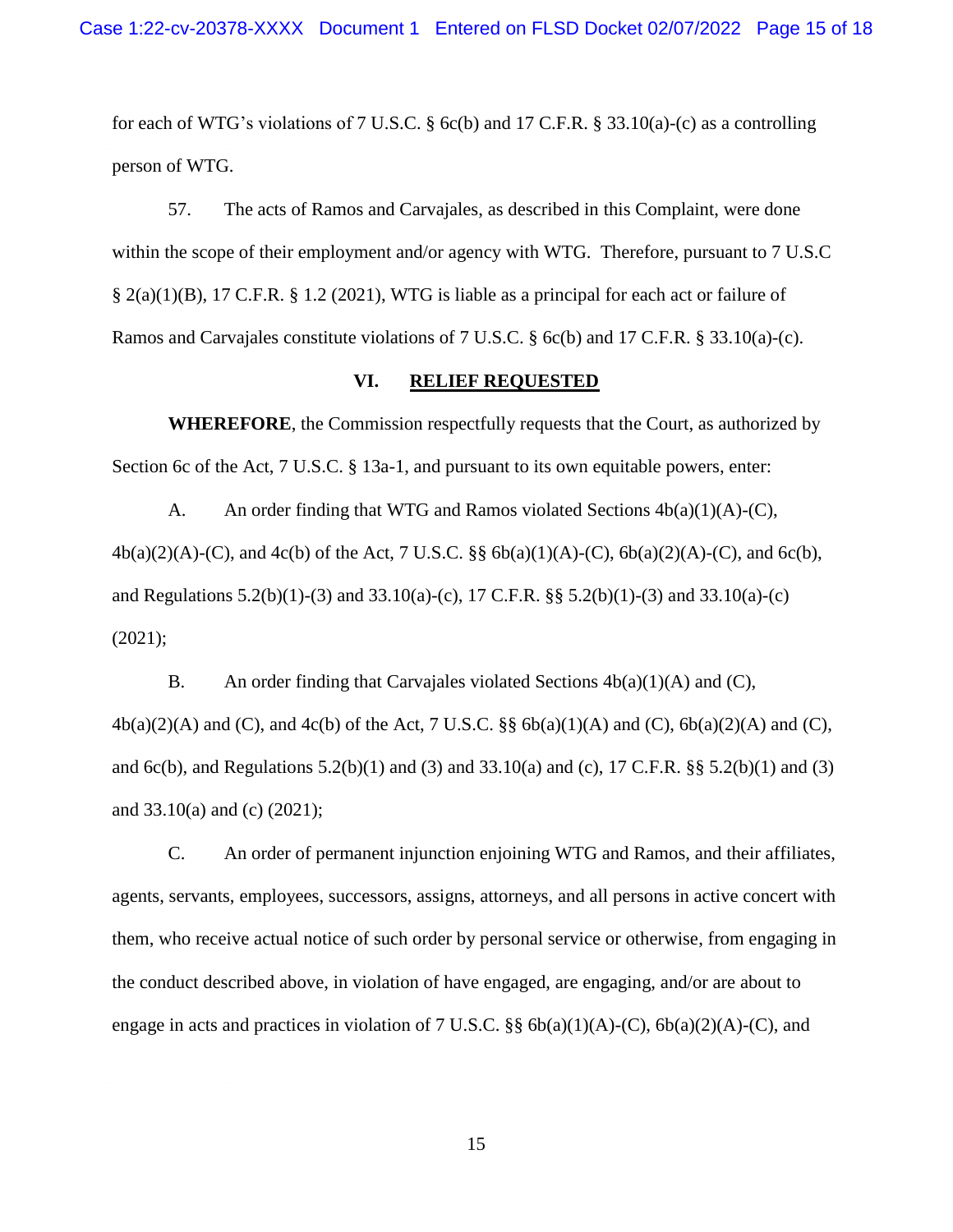for each of WTG's violations of 7 U.S.C. § 6c(b) and 17 C.F.R. § 33.10(a)-(c) as a controlling person of WTG.

57. The acts of Ramos and Carvajales, as described in this Complaint, were done within the scope of their employment and/or agency with WTG. Therefore, pursuant to 7 U.S.C § 2(a)(1)(B), 17 C.F.R. § 1.2 (2021), WTG is liable as a principal for each act or failure of Ramos and Carvajales constitute violations of 7 U.S.C. § 6c(b) and 17 C.F.R. § 33.10(a)-(c).

## VI. RELIEF REQUESTED

**WHEREFORE**, the Commission respectfully requests that the Court, as authorized by Section 6c of the Act, 7 U.S.C. § 13a-1, and pursuant to its own equitable powers, enter:

A. An order finding that WTG and Ramos violated Sections 4b(a)(1)(A)-(C), 4b(a)(2)(A)-(C), and 4c(b) of the Act, 7 U.S.C. §§ 6b(a)(1)(A)-(C), 6b(a)(2)(A)-(C), and 6c(b), and Regulations 5.2(b)(1)-(3) and 33.10(a)-(c), 17 C.F.R. §§ 5.2(b)(1)-(3) and 33.10(a)-(c) (2021);

B. An order finding that Carvajales violated Sections 4b(a)(1)(A) and (C), 4b(a)(2)(A) and (C), and 4c(b) of the Act, 7 U.S.C. §§ 6b(a)(1)(A) and (C), 6b(a)(2)(A) and (C), and 6c(b), and Regulations 5.2(b)(1) and (3) and 33.10(a) and (c), 17 C.F.R. §§ 5.2(b)(1) and (3) and 33.10(a) and (c) (2021);

C. An order of permanent injunction enjoining WTG and Ramos, and their affiliates, agents, servants, employees, successors, assigns, attorneys, and all persons in active concert with them, who receive actual notice of such order by personal service or otherwise, from engaging in the conduct described above, in violation of have engaged, are engaging, and/or are about to engage in acts and practices in violation of 7 U.S.C. §§ 6b(a)(1)(A)-(C), 6b(a)(2)(A)-(C), and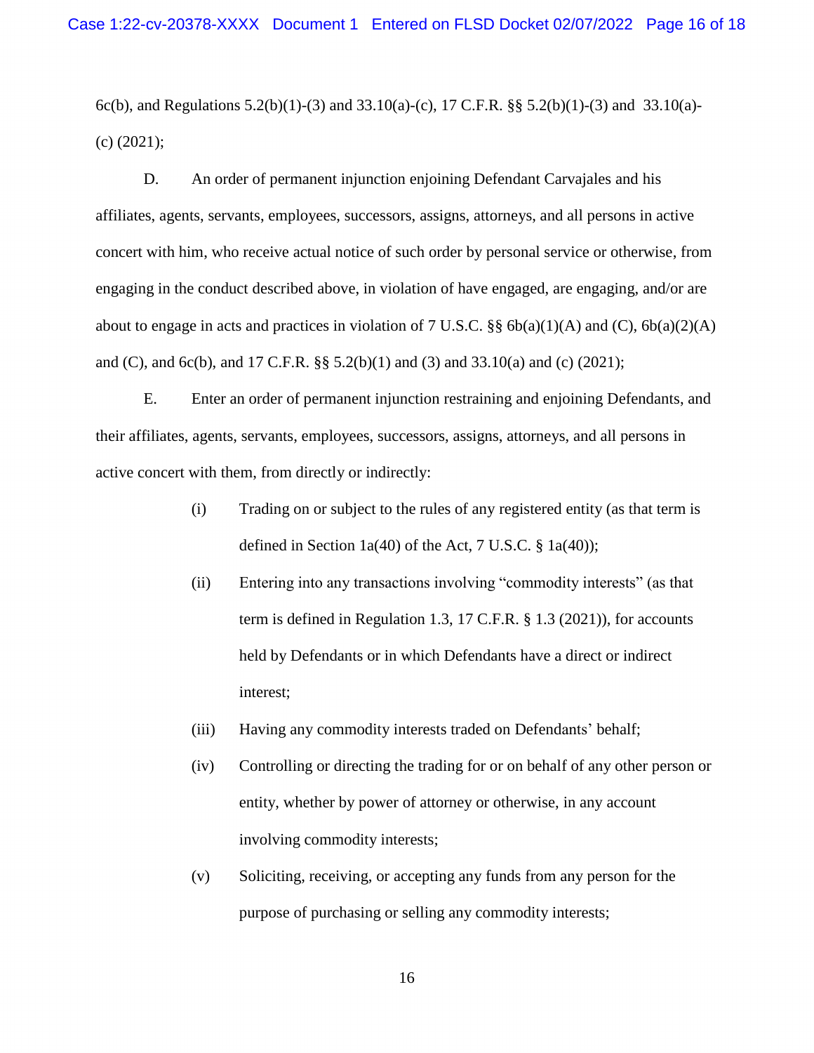6c(b), and Regulations 5.2(b)(1)-(3) and 33.10(a)-(c), 17 C.F.R. §§ 5.2(b)(1)-(3) and 33.10(a)-(c) (2021);

D. An order of permanent injunction enjoining Defendant Carvajales and his affiliates, agents, servants, employees, successors, assigns, attorneys, and all persons in active concert with him, who receive actual notice of such order by personal service or otherwise, from engaging in the conduct described above, in violation of have engaged, are engaging, and/or are about to engage in acts and practices in violation of 7 U.S.C. §§ 6b(a)(1)(A) and (C), 6b(a)(2)(A) and (C), and 6c(b), and 17 C.F.R. §§ 5.2(b)(1) and (3) and 33.10(a) and (c) (2021);

E. Enter an order of permanent injunction restraining and enjoining Defendants, and their affiliates, agents, servants, employees, successors, assigns, attorneys, and all persons in active concert with them, from directly or indirectly:

(i) Trading on or subject to the rules of any registered entity (as that term is defined in Section 1a(40) of the Act, 7 U.S.C. § 1a(40));

(ii) Entering into any transactions involving "commodity interests" (as that term is defined in Regulation 1.3, 17 C.F.R. § 1.3 (2021)), for accounts held by Defendants or in which Defendants have a direct or indirect interest;

(iii) Having any commodity interests traded on Defendants' behalf;

(iv) Controlling or directing the trading for or on behalf of any other person or entity, whether by power of attorney or otherwise, in any account involving commodity interests;

(v) Soliciting, receiving, or accepting any funds from any person for the purpose of purchasing or selling any commodity interests;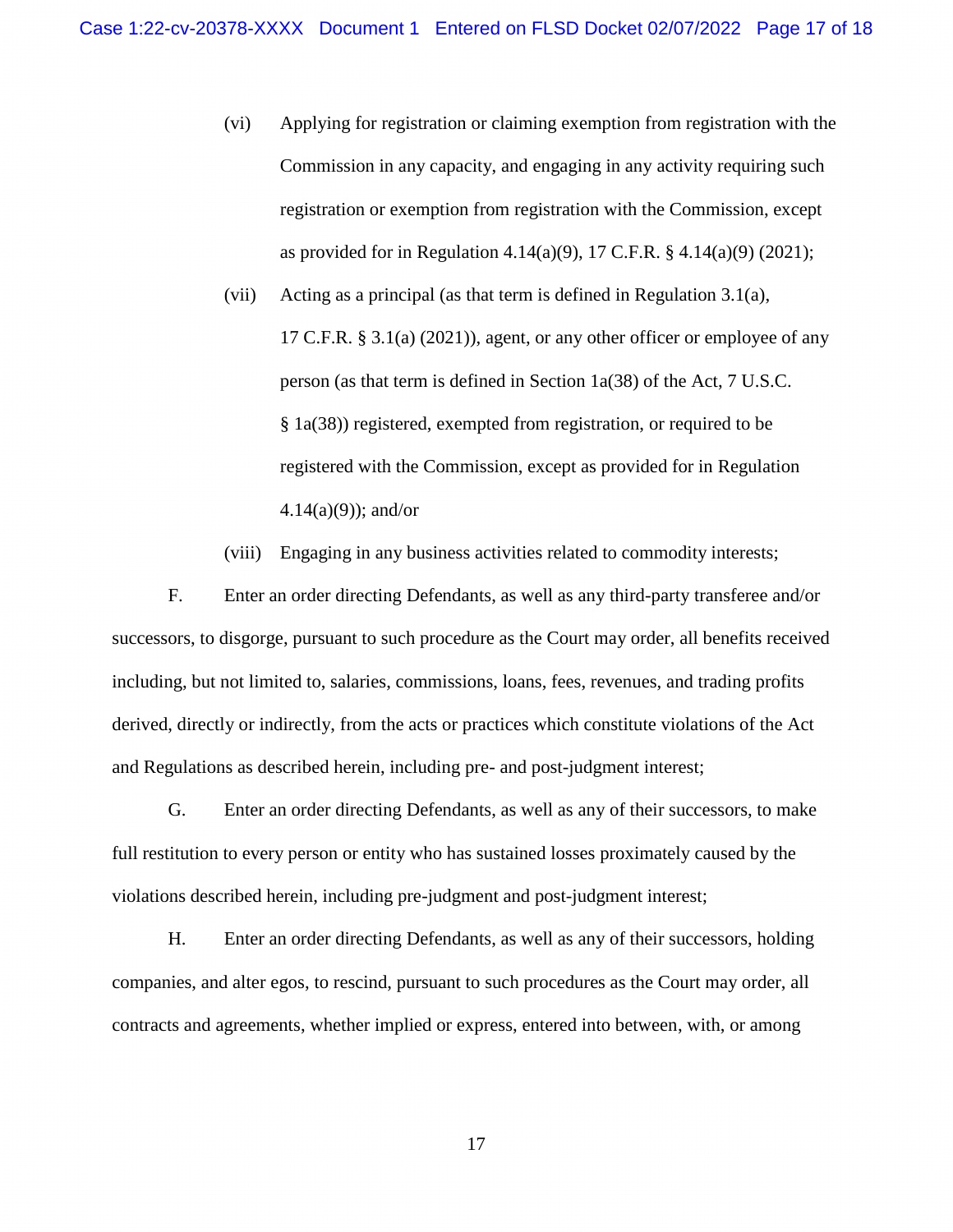(vi) Applying for registration or claiming exemption from registration with the Commission in any capacity, and engaging in any activity requiring such registration or exemption from registration with the Commission, except as provided for in Regulation 4.14(a)(9), 17 C.F.R. § 4.14(a)(9) (2021);

(vii) Acting as a principal (as that term is defined in Regulation 3.1(a), 17 C.F.R. § 3.1(a) (2021)), agent, or any other officer or employee of any person (as that term is defined in Section 1a(38) of the Act, 7 U.S.C. § 1a(38)) registered, exempted from registration, or required to be registered with the Commission, except as provided for in Regulation 4.14(a)(9)); and/or

(viii) Engaging in any business activities related to commodity interests;

F. Enter an order directing Defendants, as well as any third-party transferee and/or successors, to disgorge, pursuant to such procedure as the Court may order, all benefits received including, but not limited to, salaries, commissions, loans, fees, revenues, and trading profits derived, directly or indirectly, from the acts or practices which constitute violations of the Act and Regulations as described herein, including pre- and post-judgment interest;

G. Enter an order directing Defendants, as well as any of their successors, to make full restitution to every person or entity who has sustained losses proximately caused by the violations described herein, including pre-judgment and post-judgment interest;

H. Enter an order directing Defendants, as well as any of their successors, holding companies, and alter egos, to rescind, pursuant to such procedures as the Court may order, all contracts and agreements, whether implied or express, entered into between, with, or among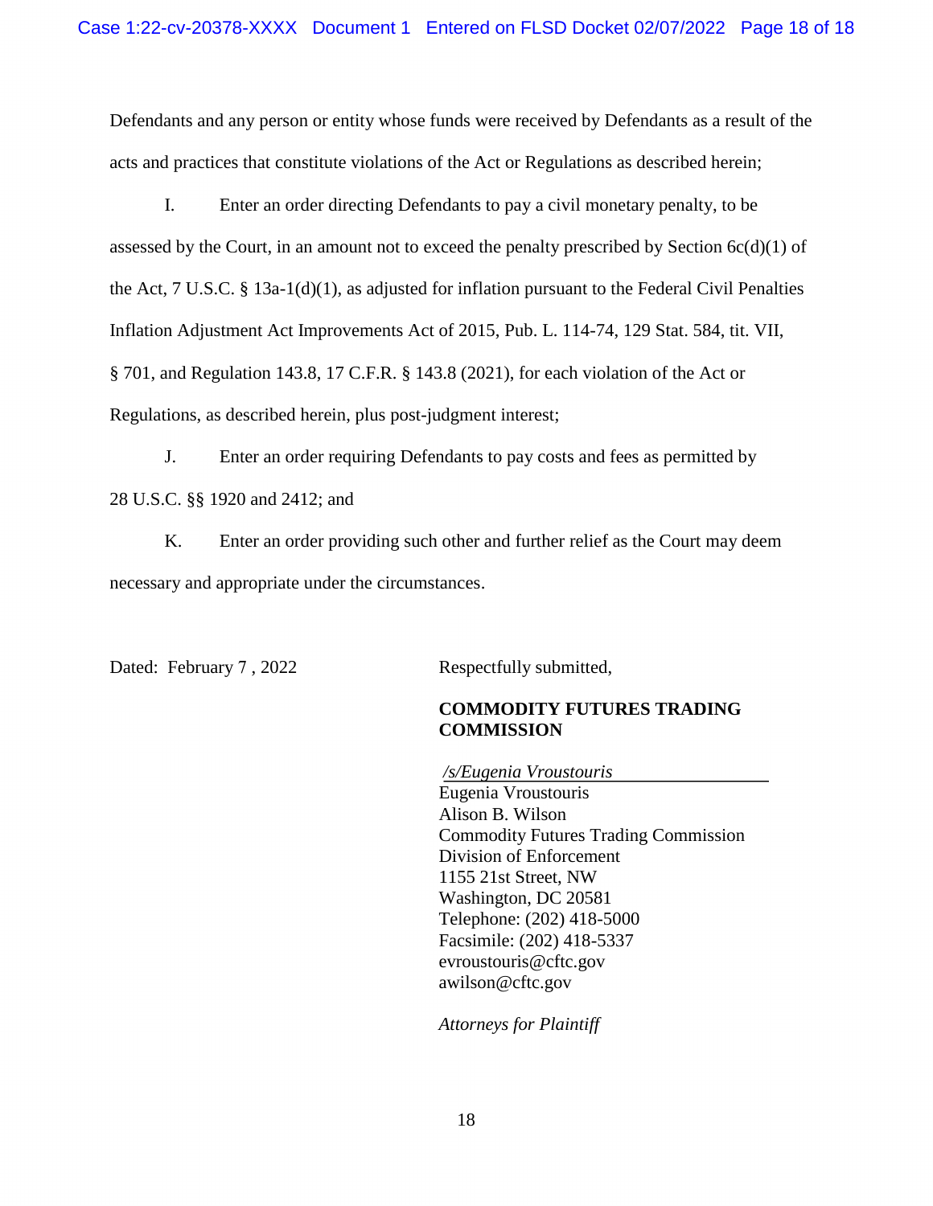Defendants and any person or entity whose funds were received by Defendants as a result of the acts and practices that constitute violations of the Act or Regulations as described herein;

I. Enter an order directing Defendants to pay a civil monetary penalty, to be assessed by the Court, in an amount not to exceed the penalty prescribed by Section 6c(d)(1) of the Act, 7 U.S.C. § 13a-1(d)(1), as adjusted for inflation pursuant to the Federal Civil Penalties Inflation Adjustment Act Improvements Act of 2015, Pub. L. 114-74, 129 Stat. 584, tit. VII, § 701, and Regulation 143.8, 17 C.F.R. § 143.8 (2021), for each violation of the Act or Regulations, as described herein, plus post-judgment interest;

J. Enter an order requiring Defendants to pay costs and fees as permitted by 28 U.S.C. §§ 1920 and 2412; and

K. Enter an order providing such other and further relief as the Court may deem necessary and appropriate under the circumstances.

Dated: February 7 , 2022

Respectfully submitted,

**COMMODITY FUTURES TRADING COMMISSION**

*/s/Eugenia Vroustouris*
Eugenia Vroustouris
Alison B. Wilson
Commodity Futures Trading Commission
Division of Enforcement
1155 21st Street, NW
Washington, DC 20581
Telephone: (202) 418-5000
Facsimile: (202) 418-5337
evroustouris@cftc.gov
awilson@cftc.gov

*Attorneys for Plaintiff*